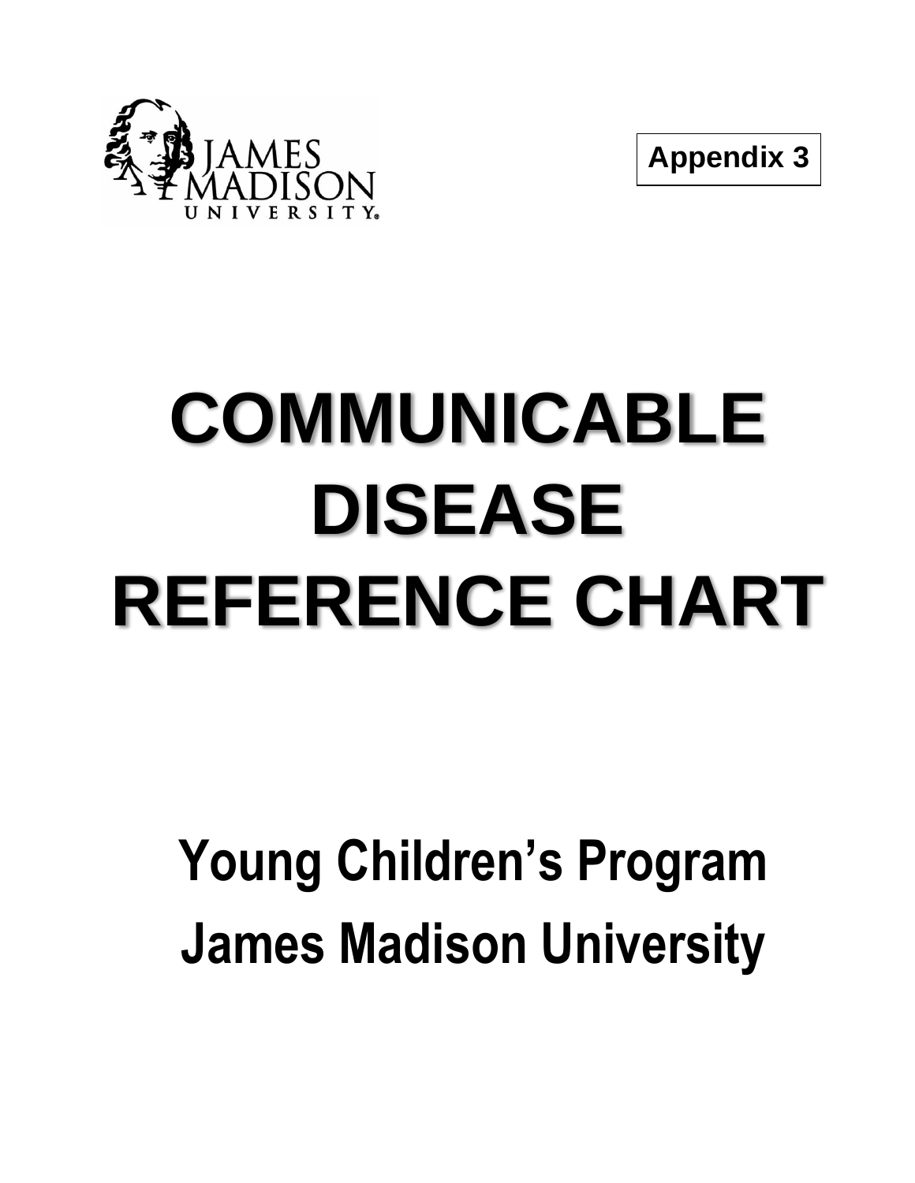JAMES MADISON UNIVERSITY

**Appendix 3**

# COMMUNICABLE DISEASE REFERENCE CHART

## Young Children's Program
## James Madison University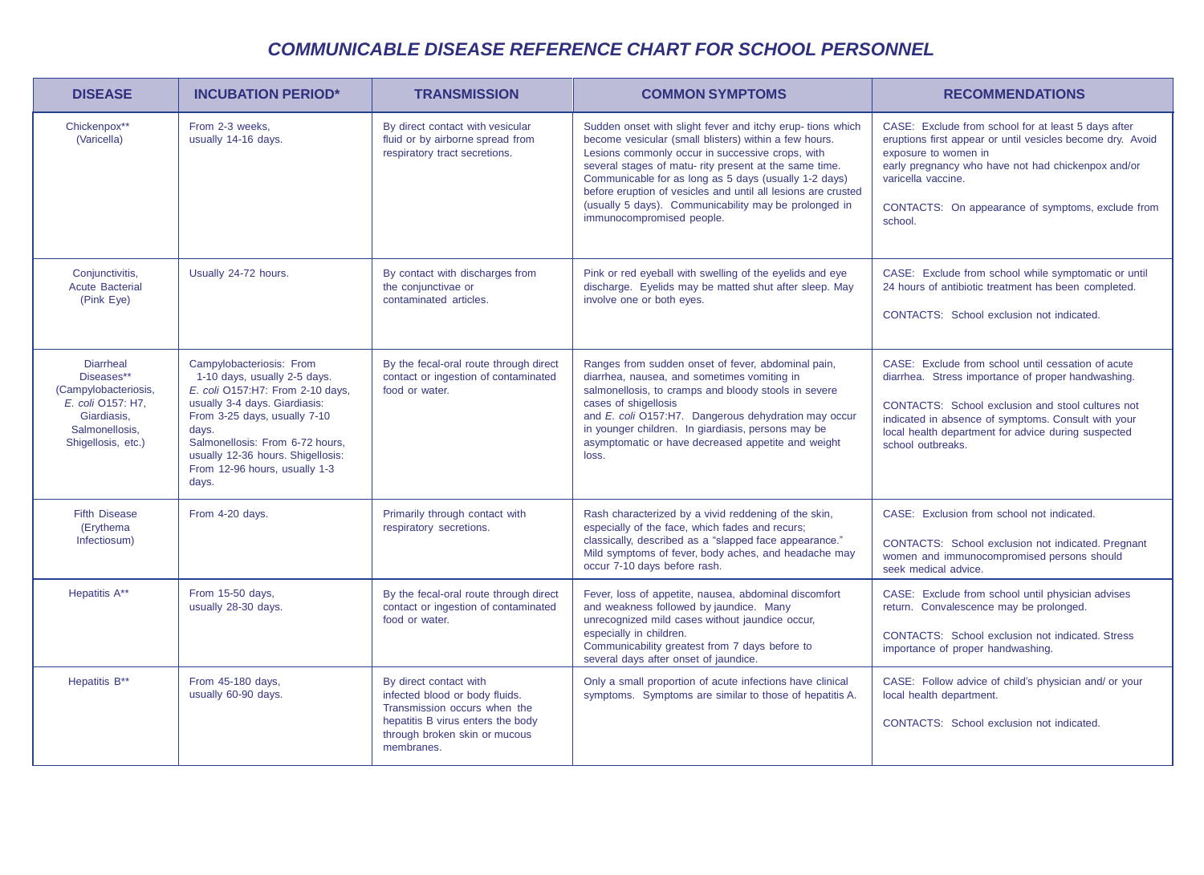# *COMMUNICABLE DISEASE REFERENCE CHART FOR SCHOOL PERSONNEL*

| DISEASE | INCUBATION PERIOD* | TRANSMISSION | COMMON SYMPTOMS | RECOMMENDATIONS |
|---|---|---|---|---|
| Chickenpox** (Varicella) | From 2-3 weeks, usually 14-16 days. | By direct contact with vesicular fluid or by airborne spread from respiratory tract secretions. | Sudden onset with slight fever and itchy erup- tions which become vesicular (small blisters) within a few hours. Lesions commonly occur in successive crops, with several stages of matu- rity present at the same time. Communicable for as long as 5 days (usually 1-2 days) before eruption of vesicles and until all lesions are crusted (usually 5 days). Communicability may be prolonged in immunocompromised people. | CASE: Exclude from school for at least 5 days after eruptions first appear or until vesicles become dry. Avoid exposure to women in early pregnancy who have not had chickenpox and/or varicella vaccine.<br><br>CONTACTS: On appearance of symptoms, exclude from school. |
| Conjunctivitis, Acute Bacterial (Pink Eye) | Usually 24-72 hours. | By contact with discharges from the conjunctivae or contaminated articles. | Pink or red eyeball with swelling of the eyelids and eye discharge. Eyelids may be matted shut after sleep. May involve one or both eyes. | CASE: Exclude from school while symptomatic or until 24 hours of antibiotic treatment has been completed.<br><br>CONTACTS: School exclusion not indicated. |
| Diarrheal Diseases** (Campylobacteriosis, *E. coli* O157: H7, Giardiasis, Salmonellosis, Shigellosis, etc.) | Campylobacteriosis: From 1-10 days, usually 2-5 days. *E. coli* O157:H7: From 2-10 days, usually 3-4 days. Giardiasis: From 3-25 days, usually 7-10 days. Salmonellosis: From 6-72 hours, usually 12-36 hours. Shigellosis: From 12-96 hours, usually 1-3 days. | By the fecal-oral route through direct contact or ingestion of contaminated food or water. | Ranges from sudden onset of fever, abdominal pain, diarrhea, nausea, and sometimes vomiting in salmonellosis, to cramps and bloody stools in severe cases of shigellosis and *E. coli* O157:H7. Dangerous dehydration may occur in younger children. In giardiasis, persons may be asymptomatic or have decreased appetite and weight loss. | CASE: Exclude from school until cessation of acute diarrhea. Stress importance of proper handwashing.<br><br>CONTACTS: School exclusion and stool cultures not indicated in absence of symptoms. Consult with your local health department for advice during suspected school outbreaks. |
| Fifth Disease (Erythema Infectiosum) | From 4-20 days. | Primarily through contact with respiratory secretions. | Rash characterized by a vivid reddening of the skin, especially of the face, which fades and recurs; classically, described as a "slapped face appearance." Mild symptoms of fever, body aches, and headache may occur 7-10 days before rash. | CASE: Exclusion from school not indicated.<br><br>CONTACTS: School exclusion not indicated. Pregnant women and immunocompromised persons should seek medical advice. |
| Hepatitis A** | From 15-50 days, usually 28-30 days. | By the fecal-oral route through direct contact or ingestion of contaminated food or water. | Fever, loss of appetite, nausea, abdominal discomfort and weakness followed by jaundice. Many unrecognized mild cases without jaundice occur, especially in children. Communicability greatest from 7 days before to several days after onset of jaundice. | CASE: Exclude from school until physician advises return. Convalescence may be prolonged.<br><br>CONTACTS: School exclusion not indicated. Stress importance of proper handwashing. |
| Hepatitis B** | From 45-180 days, usually 60-90 days. | By direct contact with infected blood or body fluids. Transmission occurs when the hepatitis B virus enters the body through broken skin or mucous membranes. | Only a small proportion of acute infections have clinical symptoms. Symptoms are similar to those of hepatitis A. | CASE: Follow advice of child's physician and/ or your local health department.<br><br>CONTACTS: School exclusion not indicated. |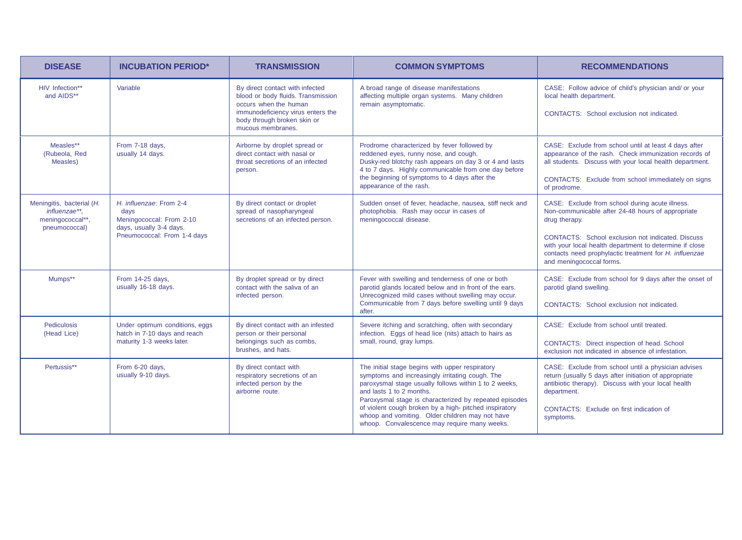| DISEASE | INCUBATION PERIOD* | TRANSMISSION | COMMON SYMPTOMS | RECOMMENDATIONS |
|---|---|---|---|---|
| HIV Infection** and AIDS** | Variable | By direct contact with infected blood or body fluids. Transmission occurs when the human immunodeficiency virus enters the body through broken skin or mucous membranes. | A broad range of disease manifestations affecting multiple organ systems. Many children remain asymptomatic. | CASE: Follow advice of child's physician and/ or your local health department.<br><br>CONTACTS: School exclusion not indicated. |
| Measles** (Rubeola, Red Measles) | From 7-18 days, usually 14 days. | Airborne by droplet spread or direct contact with nasal or throat secretions of an infected person. | Prodrome characterized by fever followed by reddened eyes, runny nose, and cough. Dusky-red blotchy rash appears on day 3 or 4 and lasts 4 to 7 days. Highly communicable from one day before the beginning of symptoms to 4 days after the appearance of the rash. | CASE: Exclude from school until at least 4 days after appearance of the rash. Check immunization records of all students. Discuss with your local health department.<br><br>CONTACTS: Exclude from school immediately on signs of prodrome. |
| Meningitis, bacterial (*H. influenzae***, meningococcal**, pneumococcal) | *H. influenzae*: From 2-4 days<br>Meningococcal: From 2-10 days, usually 3-4 days.<br>Pneumococcal: From 1-4 days | By direct contact or droplet spread of nasopharyngeal secretions of an infected person. | Sudden onset of fever, headache, nausea, stiff neck and photophobia. Rash may occur in cases of meningococcal disease. | CASE: Exclude from school during acute illness. Non-communicable after 24-48 hours of appropriate drug therapy.<br><br>CONTACTS: School exclusion not indicated. Discuss with your local health department to determine if close contacts need prophylactic treatment for *H. influenzae* and meningococcal forms. |
| Mumps** | From 14-25 days, usually 16-18 days. | By droplet spread or by direct contact with the saliva of an infected person. | Fever with swelling and tenderness of one or both parotid glands located below and in front of the ears. Unrecognized mild cases without swelling may occur. Communicable from 7 days before swelling until 9 days after. | CASE: Exclude from school for 9 days after the onset of parotid gland swelling.<br><br>CONTACTS: School exclusion not indicated. |
| Pediculosis (Head Lice) | Under optimum conditions, eggs hatch in 7-10 days and reach maturity 1-3 weeks later. | By direct contact with an infested person or their personal belongings such as combs, brushes, and hats. | Severe itching and scratching, often with secondary infection. Eggs of head lice (nits) attach to hairs as small, round, gray lumps. | CASE: Exclude from school until treated.<br><br>CONTACTS: Direct inspection of head. School exclusion not indicated in absence of infestation. |
| Pertussis** | From 6-20 days, usually 9-10 days. | By direct contact with respiratory secretions of an infected person by the airborne route. | The initial stage begins with upper respiratory symptoms and increasingly irritating cough. The paroxysmal stage usually follows within 1 to 2 weeks, and lasts 1 to 2 months.<br>Paroxysmal stage is characterized by repeated episodes of violent cough broken by a high- pitched inspiratory whoop and vomiting. Older children may not have whoop. Convalescence may require many weeks. | CASE: Exclude from school until a physician advises return (usually 5 days after initiation of appropriate antibiotic therapy). Discuss with your local health department.<br><br>CONTACTS: Exclude on first indication of symptoms. |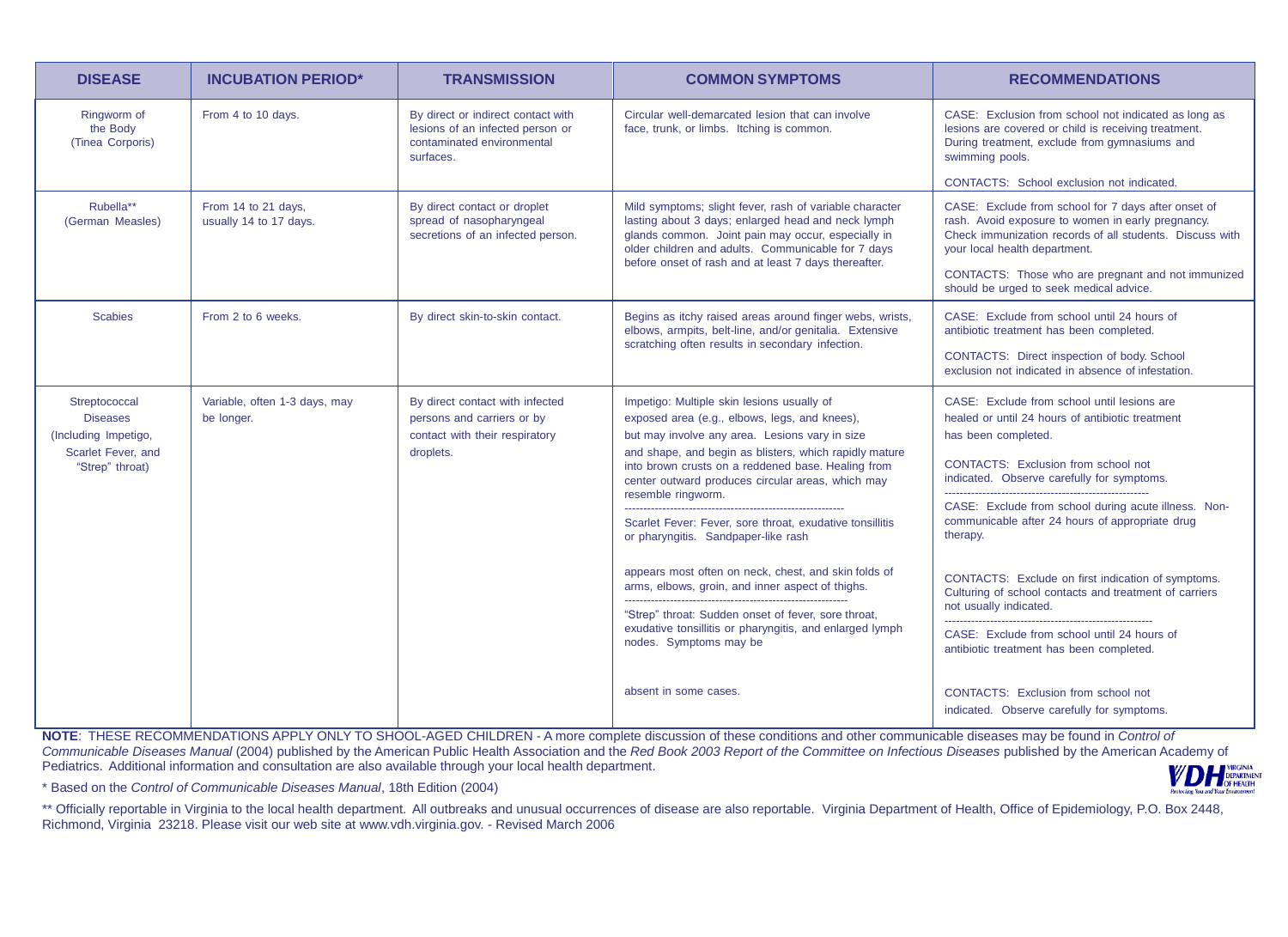| DISEASE | INCUBATION PERIOD* | TRANSMISSION | COMMON SYMPTOMS | RECOMMENDATIONS |
|---|---|---|---|---|
| Ringworm of the Body (Tinea Corporis) | From 4 to 10 days. | By direct or indirect contact with lesions of an infected person or contaminated environmental surfaces. | Circular well-demarcated lesion that can involve face, trunk, or limbs. Itching is common. | CASE: Exclusion from school not indicated as long as lesions are covered or child is receiving treatment. During treatment, exclude from gymnasiums and swimming pools.<br><br>CONTACTS: School exclusion not indicated. |
| Rubella** (German Measles) | From 14 to 21 days, usually 14 to 17 days. | By direct contact or droplet spread of nasopharyngeal secretions of an infected person. | Mild symptoms; slight fever, rash of variable character lasting about 3 days; enlarged head and neck lymph glands common. Joint pain may occur, especially in older children and adults. Communicable for 7 days before onset of rash and at least 7 days thereafter. | CASE: Exclude from school for 7 days after onset of rash. Avoid exposure to women in early pregnancy. Check immunization records of all students. Discuss with your local health department.<br><br>CONTACTS: Those who are pregnant and not immunized should be urged to seek medical advice. |
| Scabies | From 2 to 6 weeks. | By direct skin-to-skin contact. | Begins as itchy raised areas around finger webs, wrists, elbows, armpits, belt-line, and/or genitalia. Extensive scratching often results in secondary infection. | CASE: Exclude from school until 24 hours of antibiotic treatment has been completed.<br><br>CONTACTS: Direct inspection of body. School exclusion not indicated in absence of infestation. |
| Streptococcal Diseases (Including Impetigo, Scarlet Fever, and "Strep" throat) | Variable, often 1-3 days, may be longer. | By direct contact with infected persons and carriers or by contact with their respiratory droplets. | Impetigo: Multiple skin lesions usually of exposed area (e.g., elbows, legs, and knees), but may involve any area. Lesions vary in size and shape, and begin as blisters, which rapidly mature into brown crusts on a reddened base. Healing from center outward produces circular areas, which may resemble ringworm.<br>------------------------------------------------------------<br>Scarlet Fever: Fever, sore throat, exudative tonsillitis or pharyngitis. Sandpaper-like rash appears most often on neck, chest, and skin folds of arms, elbows, groin, and inner aspect of thighs.<br>------------------------------------------------------------<br>"Strep" throat: Sudden onset of fever, sore throat, exudative tonsillitis or pharyngitis, and enlarged lymph nodes. Symptoms may be absent in some cases. | CASE: Exclude from school until lesions are healed or until 24 hours of antibiotic treatment has been completed.<br><br>CONTACTS: Exclusion from school not indicated. Observe carefully for symptoms.<br>------------------------------------------------------<br>CASE: Exclude from school during acute illness. Non-communicable after 24 hours of appropriate drug therapy.<br><br>CONTACTS: Exclude on first indication of symptoms. Culturing of school contacts and treatment of carriers not usually indicated.<br>------------------------------------------------------<br>CASE: Exclude from school until 24 hours of antibiotic treatment has been completed.<br><br>CONTACTS: Exclusion from school not indicated. Observe carefully for symptoms. |

**NOTE**: THESE RECOMMENDATIONS APPLY ONLY TO SHOOL-AGED CHILDREN - A more complete discussion of these conditions and other communicable diseases may be found in *Control of Communicable Diseases Manual* (2004) published by the American Public Health Association and the *Red Book 2003 Report of the Committee on Infectious Diseases* published by the American Academy of Pediatrics. Additional information and consultation are also available through your local health department.

\* Based on the *Control of Communicable Diseases Manual*, 18th Edition (2004)

\*\* Officially reportable in Virginia to the local health department. All outbreaks and unusual occurrences of disease are also reportable. Virginia Department of Health, Office of Epidemiology, P.O. Box 2448, Richmond, Virginia 23218. Please visit our web site at www.vdh.virginia.gov. - Revised March 2006